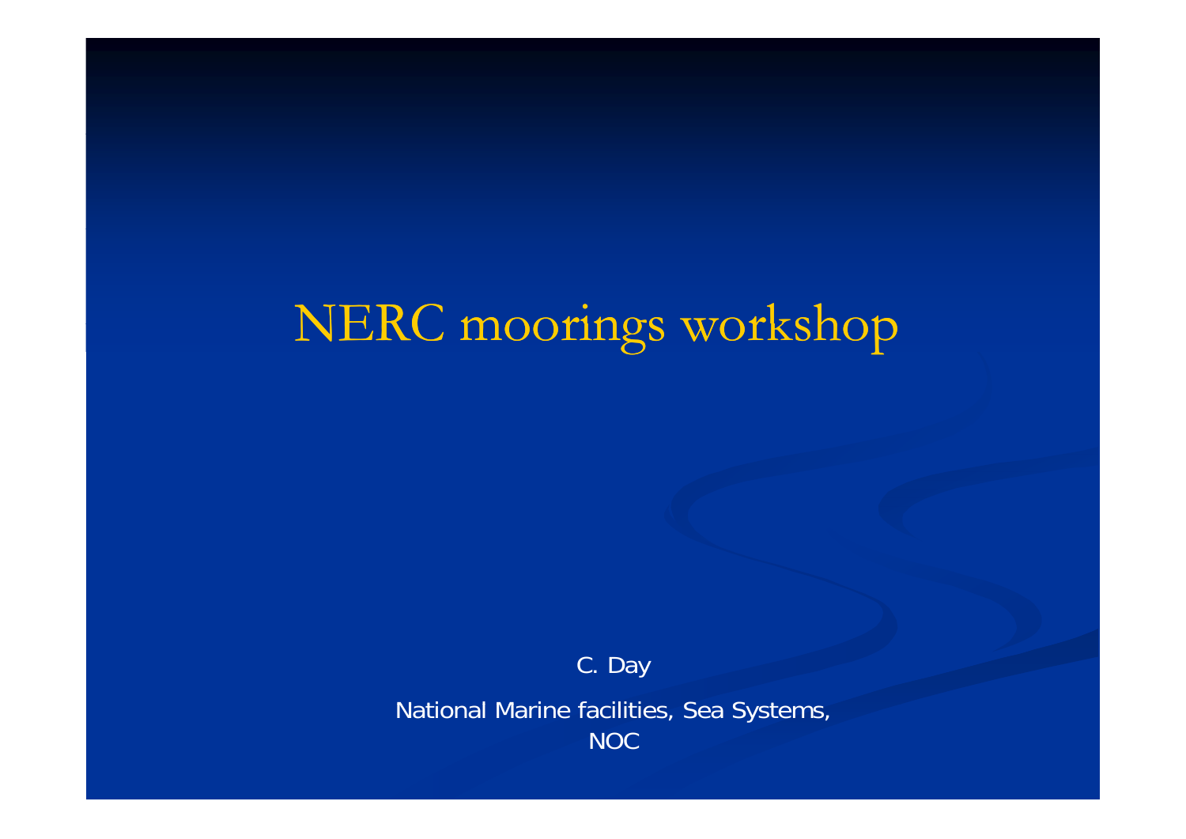# NERC moorings workshop

C. Day

National Marine facilities, Sea Systems, NOC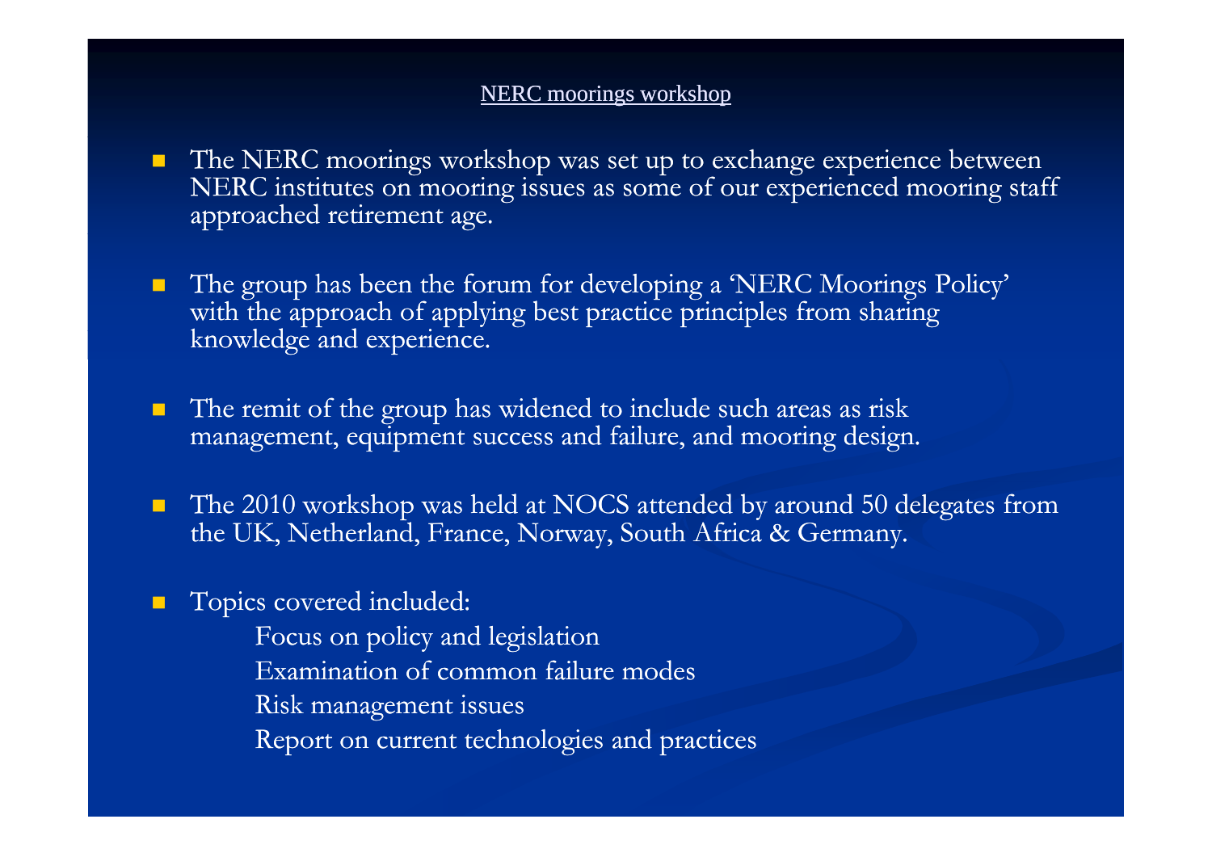## NERC moorings workshop

- The NERC moorings workshop was set up to exchange experience between NERC institutes on mooring issues as some of our experienced mooring staff approached retirement age.

- The group has been the forum for developing a 'NERC Moorings Policy' with the approach of applying best practice principles from sharing knowledge and experience.

- The remit of the group has widened to include such areas as risk management, equipment success and failure, and mooring design.

- The 2010 workshop was held at NOCS attended by around 50 delegates from the UK, Netherland, France, Norway, South Africa & Germany.

- Topics covered included:
  - Focus on policy and legislation
  - Examination of common failure modes
  - Risk management issues
  - Report on current technologies and practices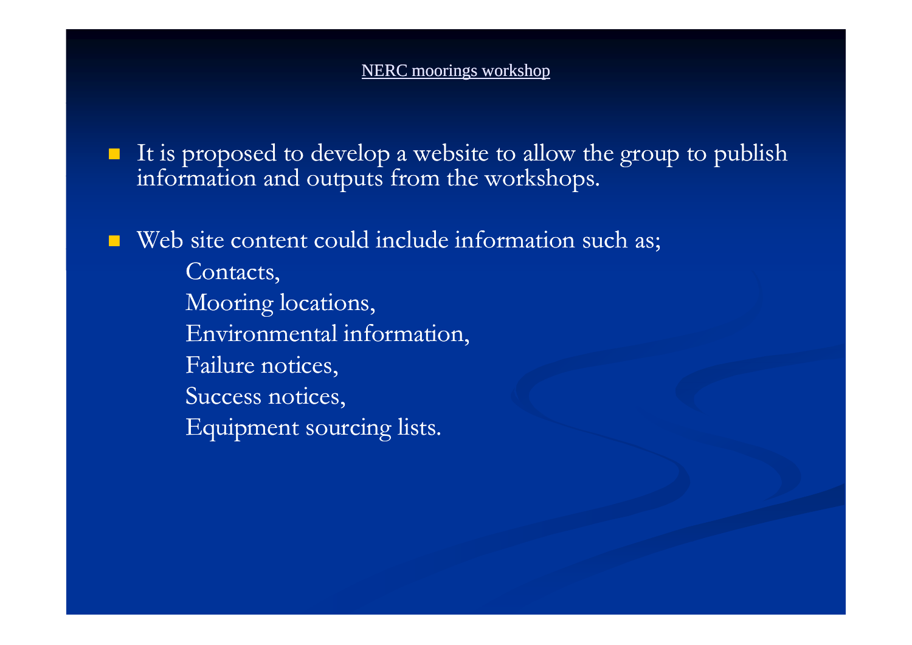NERC moorings workshop

- It is proposed to develop a website to allow the group to publish information and outputs from the workshops.

- Web site content could include information such as;

  Contacts,
  Mooring locations,
  Environmental information,
  Failure notices,
  Success notices,
  Equipment sourcing lists.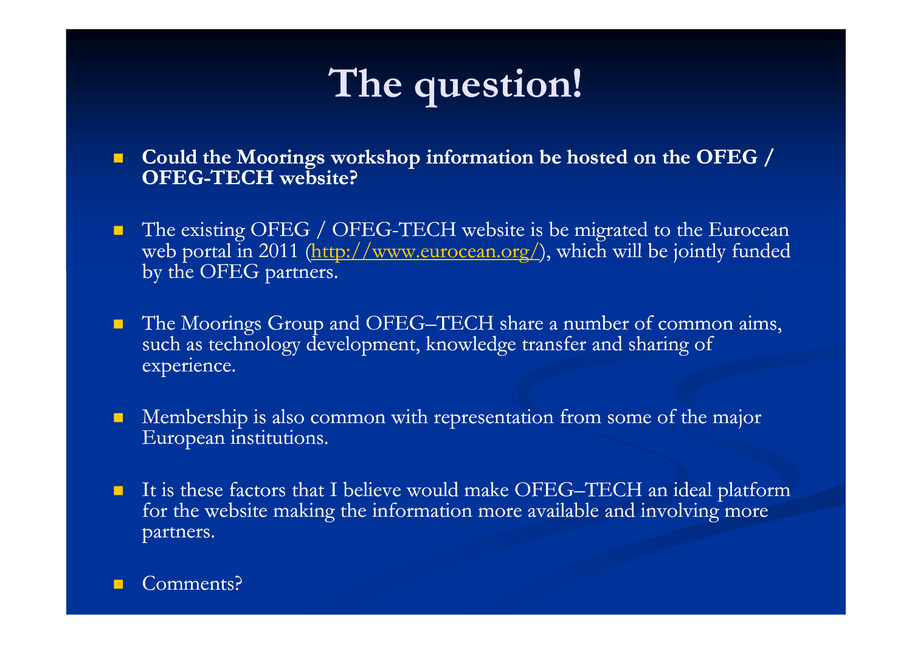# The question!

- **Could the Moorings workshop information be hosted on the OFEG / OFEG-TECH website?**

- The existing OFEG / OFEG-TECH website is be migrated to the Eurocean web portal in 2011 (http://www.eurocean.org/), which will be jointly funded by the OFEG partners.

- The Moorings Group and OFEG–TECH share a number of common aims, such as technology development, knowledge transfer and sharing of experience.

- Membership is also common with representation from some of the major European institutions.

- It is these factors that I believe would make OFEG–TECH an ideal platform for the website making the information more available and involving more partners.

- Comments?